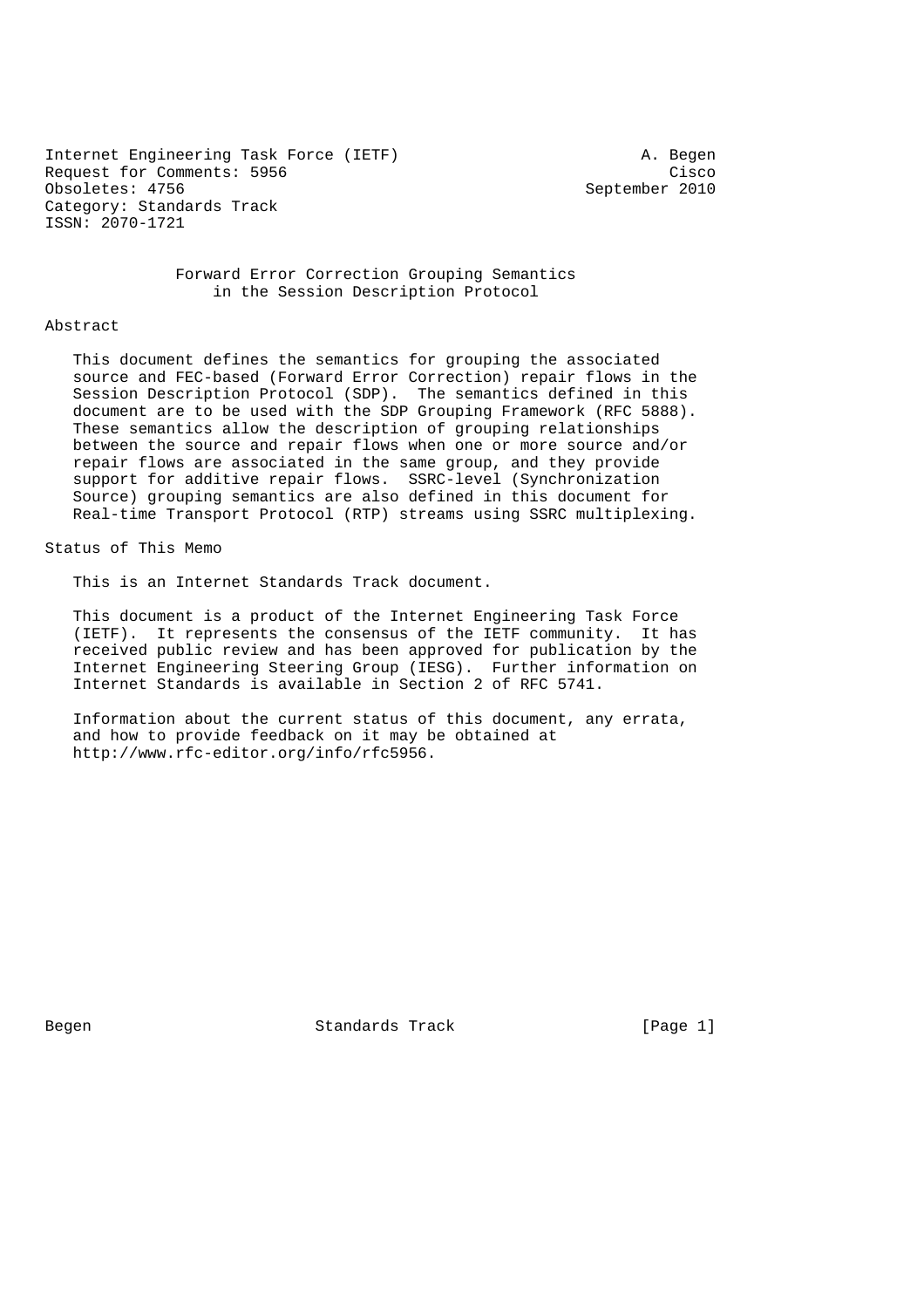Internet Engineering Task Force (IETF) A. Begen
Request for Comments: 5956 Cisco
Obsoletes: 4756 September 2010
Category: Standards Track
ISSN: 2070-1721

# Forward Error Correction Grouping Semantics in the Session Description Protocol

## Abstract

This document defines the semantics for grouping the associated source and FEC-based (Forward Error Correction) repair flows in the Session Description Protocol (SDP). The semantics defined in this document are to be used with the SDP Grouping Framework (RFC 5888). These semantics allow the description of grouping relationships between the source and repair flows when one or more source and/or repair flows are associated in the same group, and they provide support for additive repair flows. SSRC-level (Synchronization Source) grouping semantics are also defined in this document for Real-time Transport Protocol (RTP) streams using SSRC multiplexing.

## Status of This Memo

This is an Internet Standards Track document.

This document is a product of the Internet Engineering Task Force (IETF). It represents the consensus of the IETF community. It has received public review and has been approved for publication by the Internet Engineering Steering Group (IESG). Further information on Internet Standards is available in Section 2 of RFC 5741.

Information about the current status of this document, any errata, and how to provide feedback on it may be obtained at http://www.rfc-editor.org/info/rfc5956.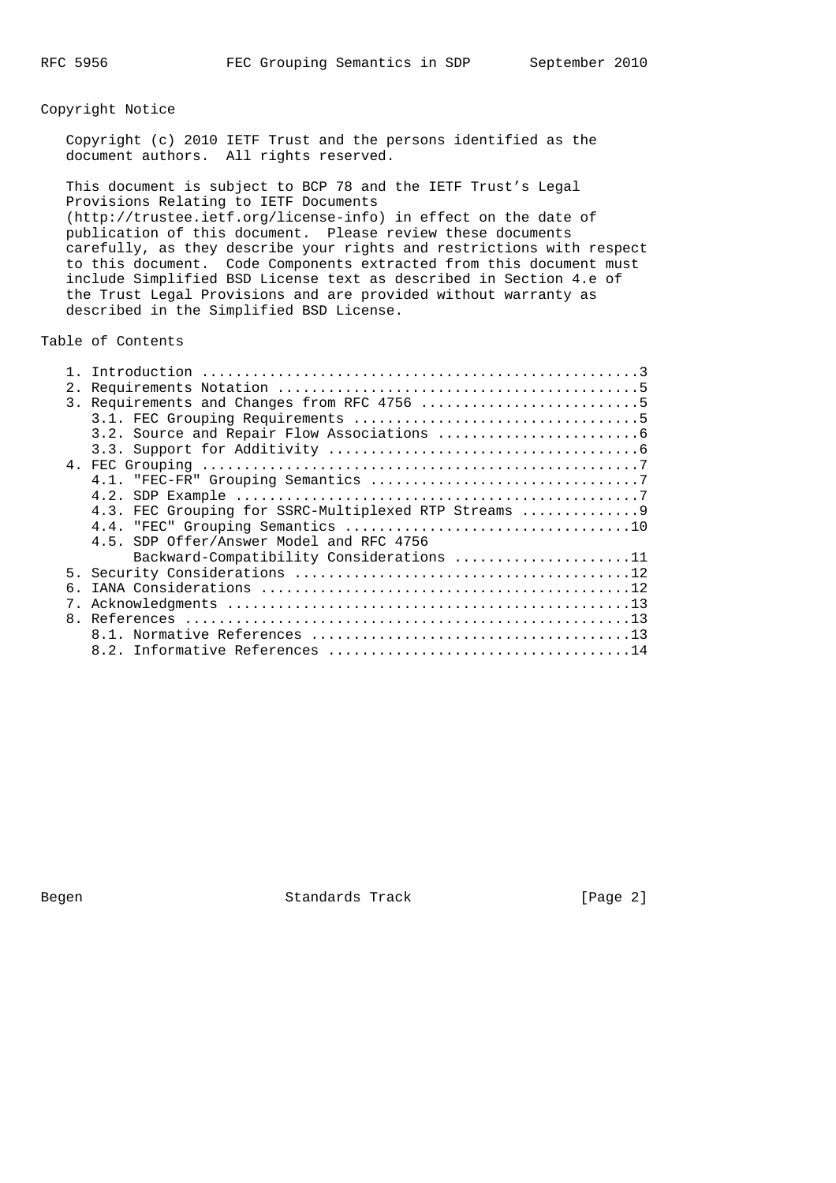## Copyright Notice

Copyright (c) 2010 IETF Trust and the persons identified as the document authors. All rights reserved.

This document is subject to BCP 78 and the IETF Trust's Legal Provisions Relating to IETF Documents (http://trustee.ietf.org/license-info) in effect on the date of publication of this document. Please review these documents carefully, as they describe your rights and restrictions with respect to this document. Code Components extracted from this document must include Simplified BSD License text as described in Section 4.e of the Trust Legal Provisions and are provided without warranty as described in the Simplified BSD License.

## Table of Contents

```
   1. Introduction ....................................................3
   2. Requirements Notation ...........................................5
   3. Requirements and Changes from RFC 4756 ..........................5
      3.1. FEC Grouping Requirements ..................................5
      3.2. Source and Repair Flow Associations ........................6
      3.3. Support for Additivity .....................................6
   4. FEC Grouping ....................................................7
      4.1. "FEC-FR" Grouping Semantics ................................7
      4.2. SDP Example ................................................7
      4.3. FEC Grouping for SSRC-Multiplexed RTP Streams ..............9
      4.4. "FEC" Grouping Semantics ..................................10
      4.5. SDP Offer/Answer Model and RFC 4756
           Backward-Compatibility Considerations .....................11
   5. Security Considerations ........................................12
   6. IANA Considerations ............................................12
   7. Acknowledgments ................................................13
   8. References .....................................................13
      8.1. Normative References ......................................13
      8.2. Informative References ....................................14
```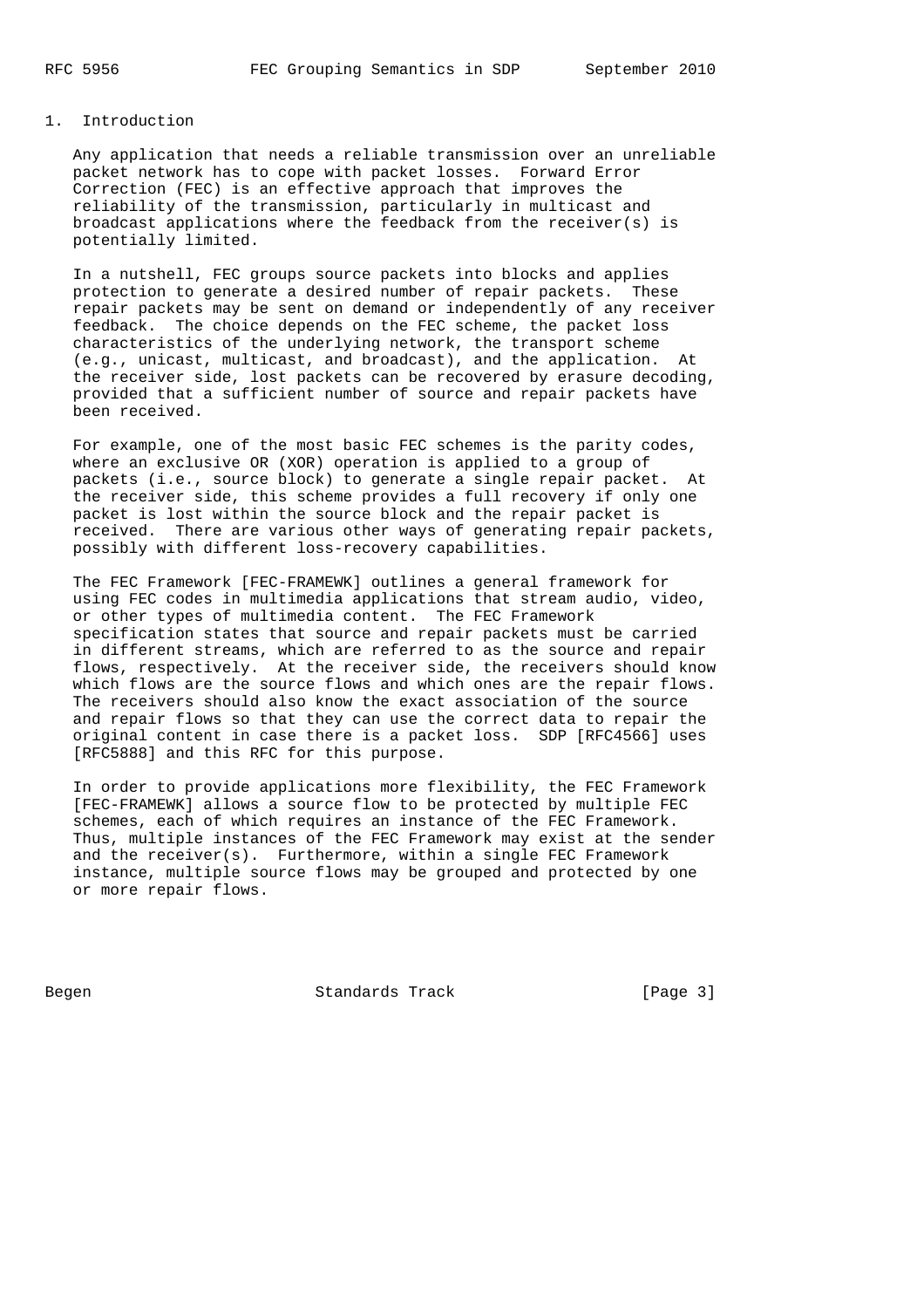## 1. Introduction

Any application that needs a reliable transmission over an unreliable packet network has to cope with packet losses. Forward Error Correction (FEC) is an effective approach that improves the reliability of the transmission, particularly in multicast and broadcast applications where the feedback from the receiver(s) is potentially limited.

In a nutshell, FEC groups source packets into blocks and applies protection to generate a desired number of repair packets. These repair packets may be sent on demand or independently of any receiver feedback. The choice depends on the FEC scheme, the packet loss characteristics of the underlying network, the transport scheme (e.g., unicast, multicast, and broadcast), and the application. At the receiver side, lost packets can be recovered by erasure decoding, provided that a sufficient number of source and repair packets have been received.

For example, one of the most basic FEC schemes is the parity codes, where an exclusive OR (XOR) operation is applied to a group of packets (i.e., source block) to generate a single repair packet. At the receiver side, this scheme provides a full recovery if only one packet is lost within the source block and the repair packet is received. There are various other ways of generating repair packets, possibly with different loss-recovery capabilities.

The FEC Framework [FEC-FRAMEWK] outlines a general framework for using FEC codes in multimedia applications that stream audio, video, or other types of multimedia content. The FEC Framework specification states that source and repair packets must be carried in different streams, which are referred to as the source and repair flows, respectively. At the receiver side, the receivers should know which flows are the source flows and which ones are the repair flows. The receivers should also know the exact association of the source and repair flows so that they can use the correct data to repair the original content in case there is a packet loss. SDP [RFC4566] uses [RFC5888] and this RFC for this purpose.

In order to provide applications more flexibility, the FEC Framework [FEC-FRAMEWK] allows a source flow to be protected by multiple FEC schemes, each of which requires an instance of the FEC Framework. Thus, multiple instances of the FEC Framework may exist at the sender and the receiver(s). Furthermore, within a single FEC Framework instance, multiple source flows may be grouped and protected by one or more repair flows.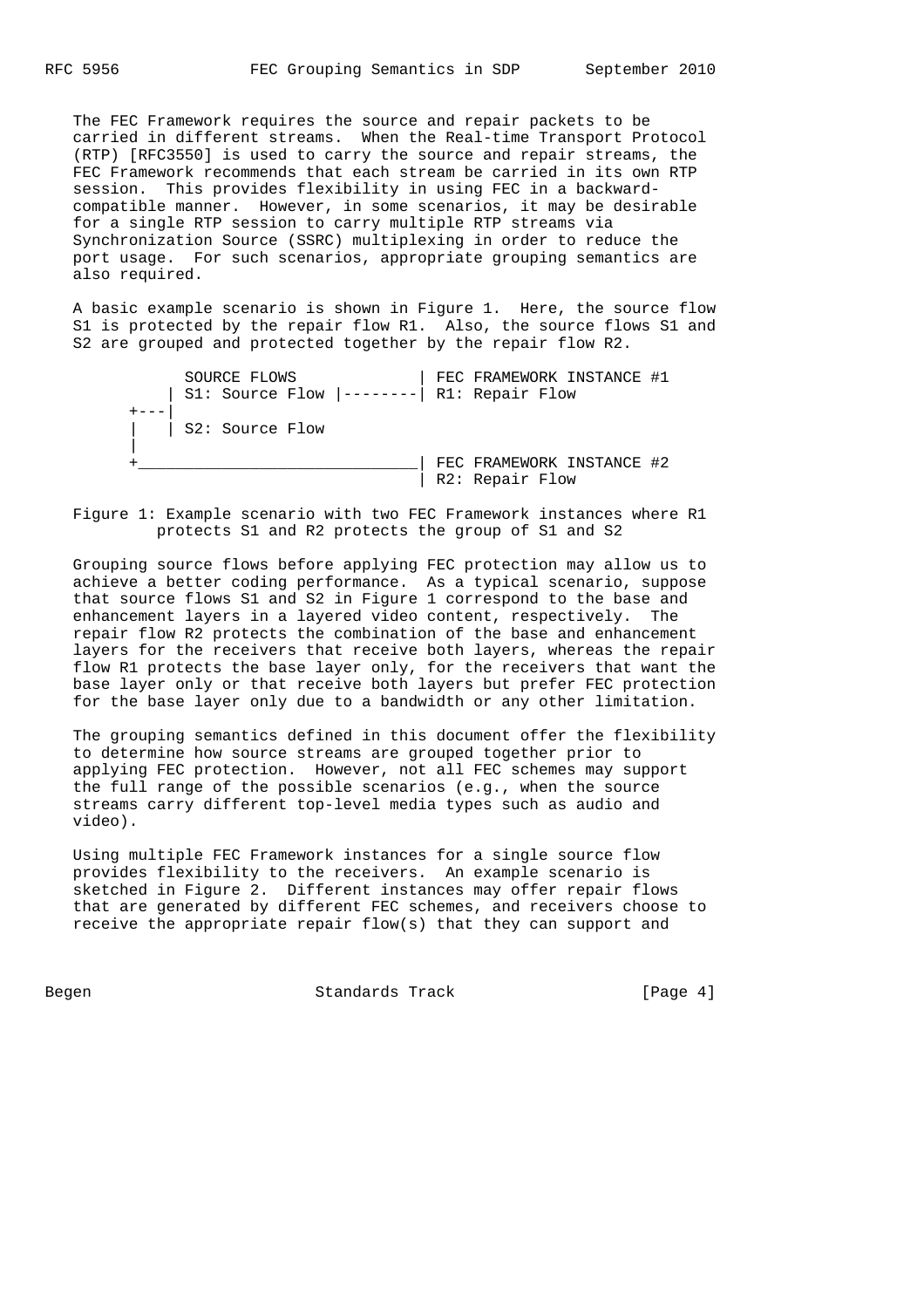The FEC Framework requires the source and repair packets to be carried in different streams. When the Real-time Transport Protocol (RTP) [RFC3550] is used to carry the source and repair streams, the FEC Framework recommends that each stream be carried in its own RTP session. This provides flexibility in using FEC in a backward-compatible manner. However, in some scenarios, it may be desirable for a single RTP session to carry multiple RTP streams via Synchronization Source (SSRC) multiplexing in order to reduce the port usage. For such scenarios, appropriate grouping semantics are also required.

A basic example scenario is shown in Figure 1. Here, the source flow S1 is protected by the repair flow R1. Also, the source flows S1 and S2 are grouped and protected together by the repair flow R2.

```
           SOURCE FLOWS             | FEC FRAMEWORK INSTANCE #1
         | S1: Source Flow |--------| R1: Repair Flow
      +---|
      |   | S2: Source Flow
      |
      +______________________________| FEC FRAMEWORK INSTANCE #2
                                     | R2: Repair Flow
```

Figure 1: Example scenario with two FEC Framework instances where R1 protects S1 and R2 protects the group of S1 and S2

Grouping source flows before applying FEC protection may allow us to achieve a better coding performance. As a typical scenario, suppose that source flows S1 and S2 in Figure 1 correspond to the base and enhancement layers in a layered video content, respectively. The repair flow R2 protects the combination of the base and enhancement layers for the receivers that receive both layers, whereas the repair flow R1 protects the base layer only, for the receivers that want the base layer only or that receive both layers but prefer FEC protection for the base layer only due to a bandwidth or any other limitation.

The grouping semantics defined in this document offer the flexibility to determine how source streams are grouped together prior to applying FEC protection. However, not all FEC schemes may support the full range of the possible scenarios (e.g., when the source streams carry different top-level media types such as audio and video).

Using multiple FEC Framework instances for a single source flow provides flexibility to the receivers. An example scenario is sketched in Figure 2. Different instances may offer repair flows that are generated by different FEC schemes, and receivers choose to receive the appropriate repair flow(s) that they can support and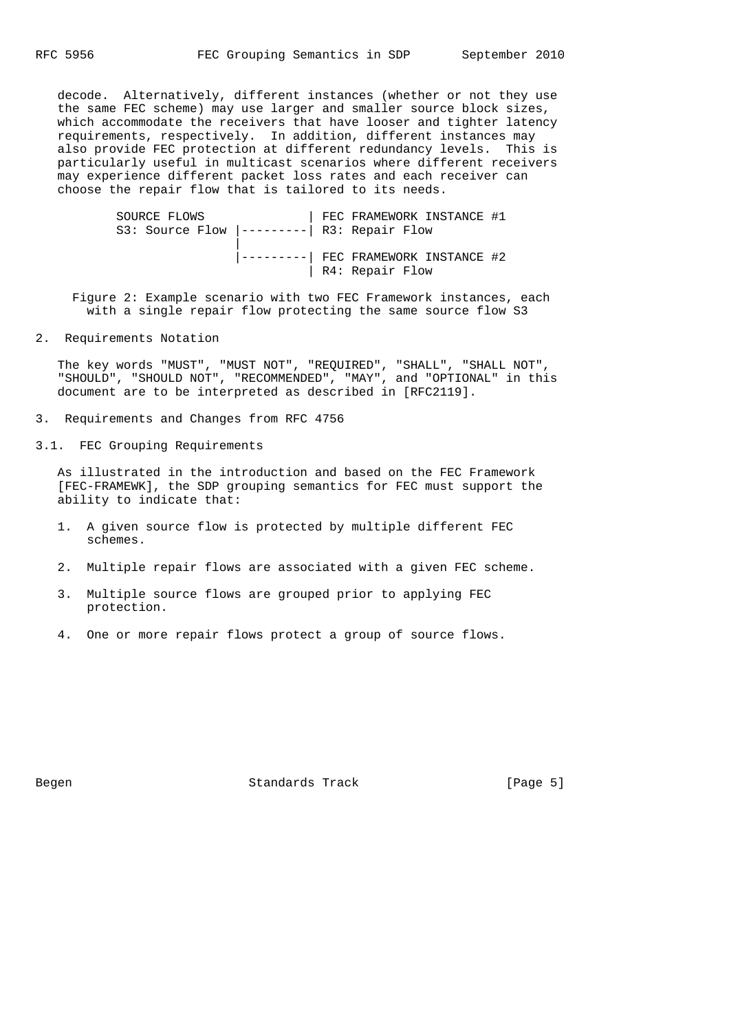decode. Alternatively, different instances (whether or not they use the same FEC scheme) may use larger and smaller source block sizes, which accommodate the receivers that have looser and tighter latency requirements, respectively. In addition, different instances may also provide FEC protection at different redundancy levels. This is particularly useful in multicast scenarios where different receivers may experience different packet loss rates and each receiver can choose the repair flow that is tailored to its needs.

```
SOURCE FLOWS               | FEC FRAMEWORK INSTANCE #1
S3: Source Flow |---------| R3: Repair Flow
                |
                |---------| FEC FRAMEWORK INSTANCE #2
                          | R4: Repair Flow
```

Figure 2: Example scenario with two FEC Framework instances, each with a single repair flow protecting the same source flow S3

## 2. Requirements Notation

The key words "MUST", "MUST NOT", "REQUIRED", "SHALL", "SHALL NOT", "SHOULD", "SHOULD NOT", "RECOMMENDED", "MAY", and "OPTIONAL" in this document are to be interpreted as described in [RFC2119].

## 3. Requirements and Changes from RFC 4756

### 3.1. FEC Grouping Requirements

As illustrated in the introduction and based on the FEC Framework [FEC-FRAMEWK], the SDP grouping semantics for FEC must support the ability to indicate that:

1. A given source flow is protected by multiple different FEC schemes.
2. Multiple repair flows are associated with a given FEC scheme.
3. Multiple source flows are grouped prior to applying FEC protection.
4. One or more repair flows protect a group of source flows.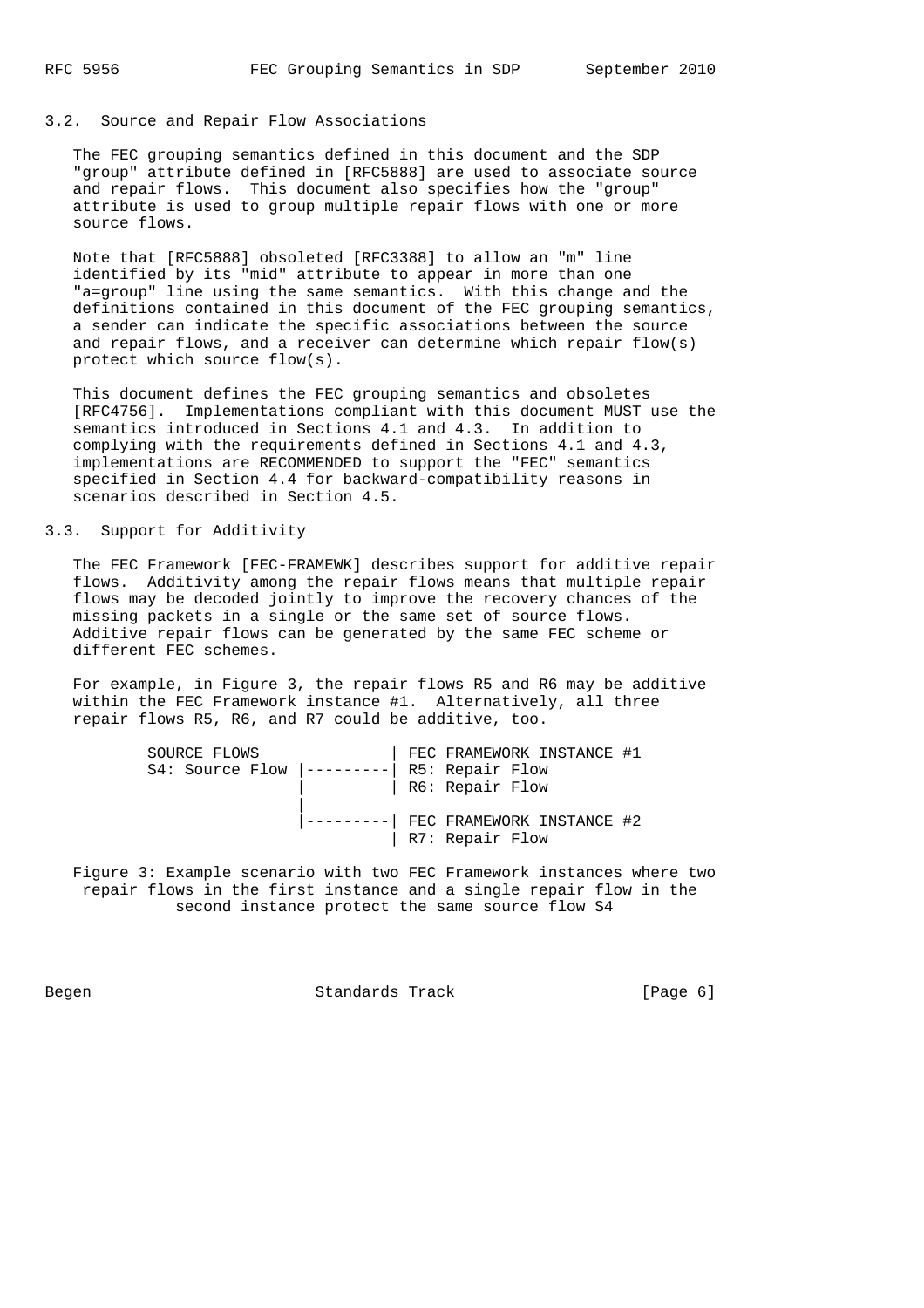### 3.2. Source and Repair Flow Associations

The FEC grouping semantics defined in this document and the SDP "group" attribute defined in [RFC5888] are used to associate source and repair flows. This document also specifies how the "group" attribute is used to group multiple repair flows with one or more source flows.

Note that [RFC5888] obsoleted [RFC3388] to allow an "m" line identified by its "mid" attribute to appear in more than one "a=group" line using the same semantics. With this change and the definitions contained in this document of the FEC grouping semantics, a sender can indicate the specific associations between the source and repair flows, and a receiver can determine which repair flow(s) protect which source flow(s).

This document defines the FEC grouping semantics and obsoletes [RFC4756]. Implementations compliant with this document MUST use the semantics introduced in Sections 4.1 and 4.3. In addition to complying with the requirements defined in Sections 4.1 and 4.3, implementations are RECOMMENDED to support the "FEC" semantics specified in Section 4.4 for backward-compatibility reasons in scenarios described in Section 4.5.

### 3.3. Support for Additivity

The FEC Framework [FEC-FRAMEWK] describes support for additive repair flows. Additivity among the repair flows means that multiple repair flows may be decoded jointly to improve the recovery chances of the missing packets in a single or the same set of source flows. Additive repair flows can be generated by the same FEC scheme or different FEC schemes.

For example, in Figure 3, the repair flows R5 and R6 may be additive within the FEC Framework instance #1. Alternatively, all three repair flows R5, R6, and R7 could be additive, too.

```
      SOURCE FLOWS              | FEC FRAMEWORK INSTANCE #1
      S4: Source Flow |---------| R5: Repair Flow
                      |         | R6: Repair Flow
                      |
                      |---------| FEC FRAMEWORK INSTANCE #2
                                | R7: Repair Flow
```

Figure 3: Example scenario with two FEC Framework instances where two repair flows in the first instance and a single repair flow in the second instance protect the same source flow S4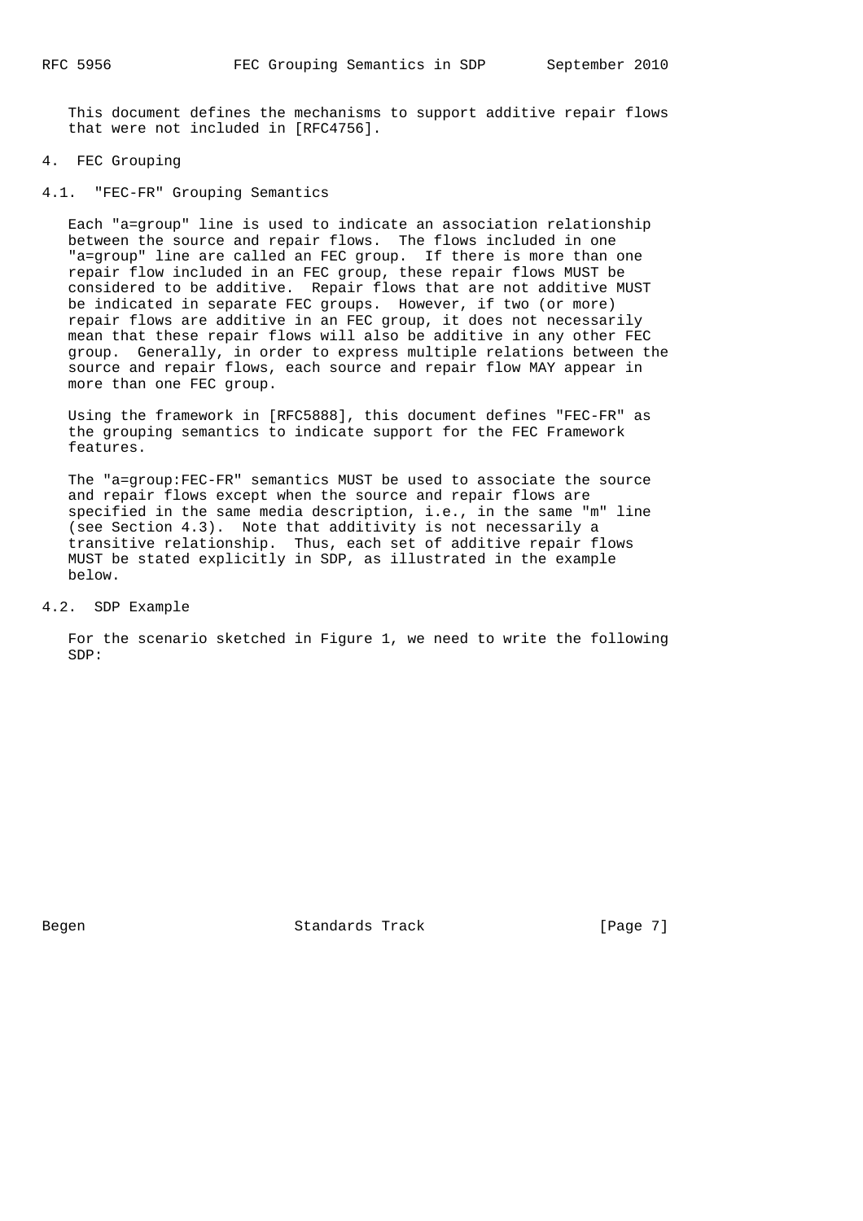This document defines the mechanisms to support additive repair flows that were not included in [RFC4756].

# 4. FEC Grouping

## 4.1. "FEC-FR" Grouping Semantics

Each "a=group" line is used to indicate an association relationship between the source and repair flows. The flows included in one "a=group" line are called an FEC group. If there is more than one repair flow included in an FEC group, these repair flows MUST be considered to be additive. Repair flows that are not additive MUST be indicated in separate FEC groups. However, if two (or more) repair flows are additive in an FEC group, it does not necessarily mean that these repair flows will also be additive in any other FEC group. Generally, in order to express multiple relations between the source and repair flows, each source and repair flow MAY appear in more than one FEC group.

Using the framework in [RFC5888], this document defines "FEC-FR" as the grouping semantics to indicate support for the FEC Framework features.

The "a=group:FEC-FR" semantics MUST be used to associate the source and repair flows except when the source and repair flows are specified in the same media description, i.e., in the same "m" line (see Section 4.3). Note that additivity is not necessarily a transitive relationship. Thus, each set of additive repair flows MUST be stated explicitly in SDP, as illustrated in the example below.

## 4.2. SDP Example

For the scenario sketched in Figure 1, we need to write the following SDP: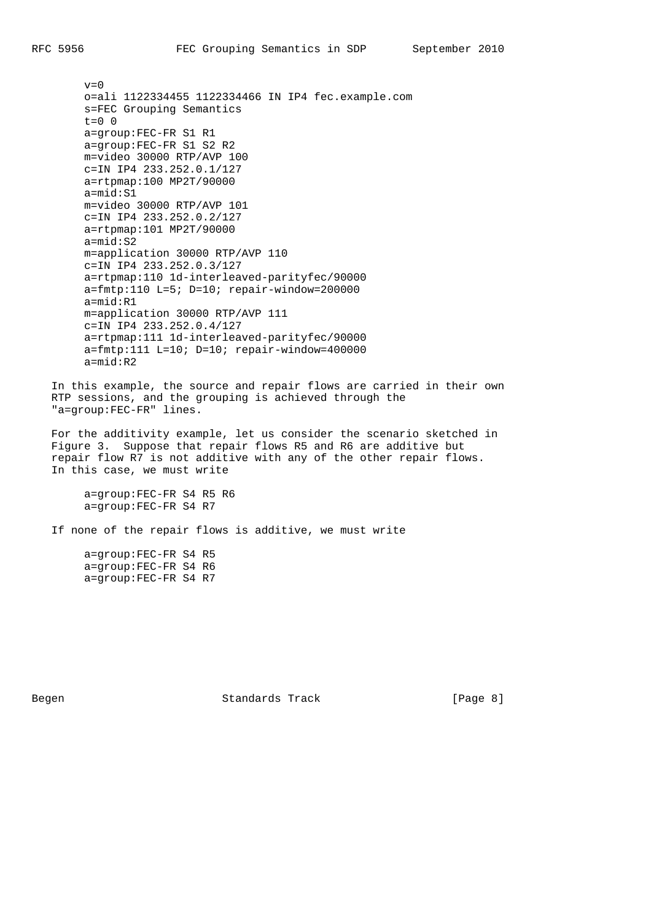```
v=0
o=ali 1122334455 1122334466 IN IP4 fec.example.com
s=FEC Grouping Semantics
t=0 0
a=group:FEC-FR S1 R1
a=group:FEC-FR S1 S2 R2
m=video 30000 RTP/AVP 100
c=IN IP4 233.252.0.1/127
a=rtpmap:100 MP2T/90000
a=mid:S1
m=video 30000 RTP/AVP 101
c=IN IP4 233.252.0.2/127
a=rtpmap:101 MP2T/90000
a=mid:S2
m=application 30000 RTP/AVP 110
c=IN IP4 233.252.0.3/127
a=rtpmap:110 1d-interleaved-parityfec/90000
a=fmtp:110 L=5; D=10; repair-window=200000
a=mid:R1
m=application 30000 RTP/AVP 111
c=IN IP4 233.252.0.4/127
a=rtpmap:111 1d-interleaved-parityfec/90000
a=fmtp:111 L=10; D=10; repair-window=400000
a=mid:R2
```

In this example, the source and repair flows are carried in their own RTP sessions, and the grouping is achieved through the "a=group:FEC-FR" lines.

For the additivity example, let us consider the scenario sketched in Figure 3. Suppose that repair flows R5 and R6 are additive but repair flow R7 is not additive with any of the other repair flows. In this case, we must write

```
a=group:FEC-FR S4 R5 R6
a=group:FEC-FR S4 R7
```

If none of the repair flows is additive, we must write

```
a=group:FEC-FR S4 R5
a=group:FEC-FR S4 R6
a=group:FEC-FR S4 R7
```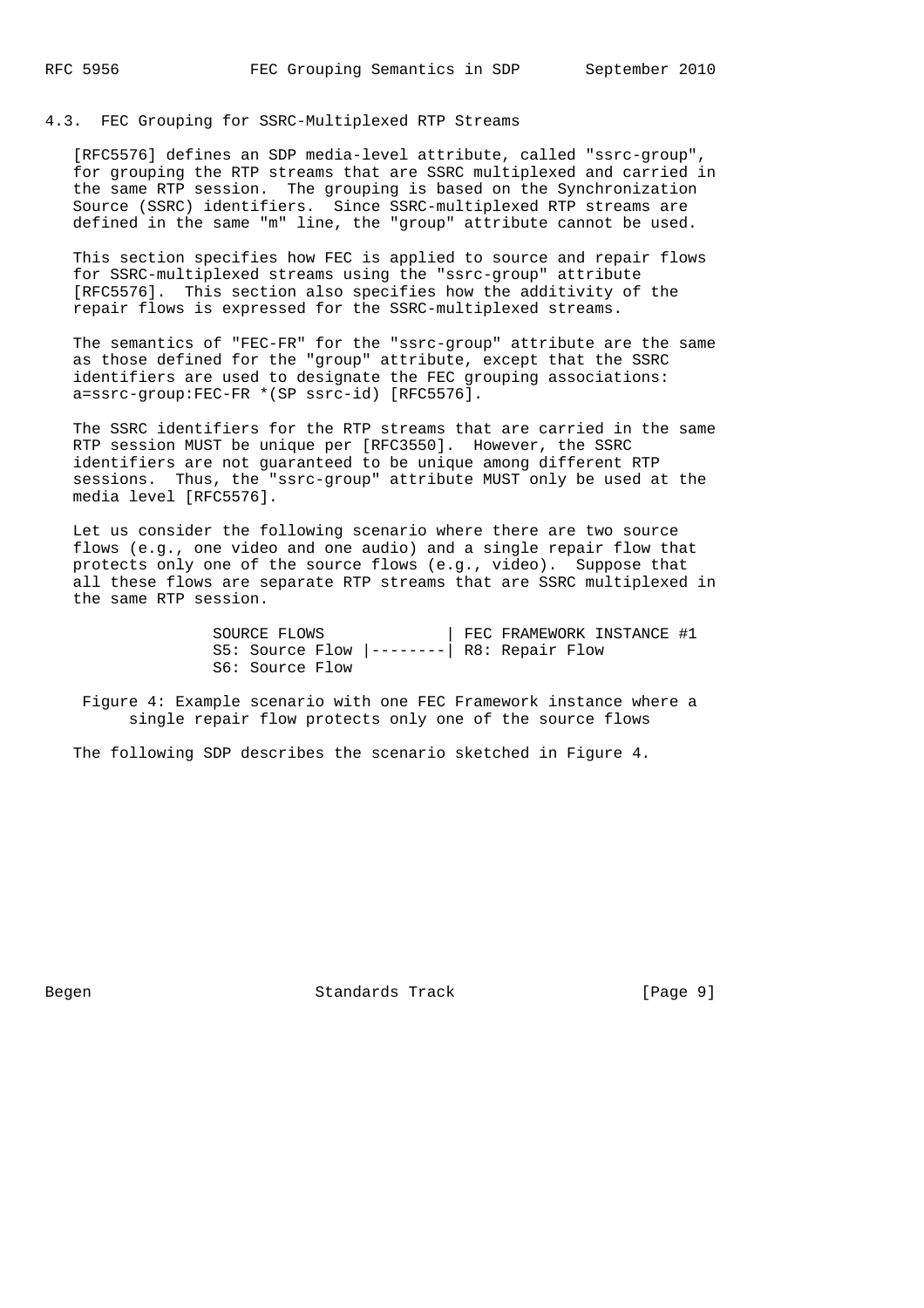## 4.3. FEC Grouping for SSRC-Multiplexed RTP Streams

[RFC5576] defines an SDP media-level attribute, called "ssrc-group", for grouping the RTP streams that are SSRC multiplexed and carried in the same RTP session. The grouping is based on the Synchronization Source (SSRC) identifiers. Since SSRC-multiplexed RTP streams are defined in the same "m" line, the "group" attribute cannot be used.

This section specifies how FEC is applied to source and repair flows for SSRC-multiplexed streams using the "ssrc-group" attribute [RFC5576]. This section also specifies how the additivity of the repair flows is expressed for the SSRC-multiplexed streams.

The semantics of "FEC-FR" for the "ssrc-group" attribute are the same as those defined for the "group" attribute, except that the SSRC identifiers are used to designate the FEC grouping associations: a=ssrc-group:FEC-FR *(SP ssrc-id) [RFC5576].

The SSRC identifiers for the RTP streams that are carried in the same RTP session MUST be unique per [RFC3550]. However, the SSRC identifiers are not guaranteed to be unique among different RTP sessions. Thus, the "ssrc-group" attribute MUST only be used at the media level [RFC5576].

Let us consider the following scenario where there are two source flows (e.g., one video and one audio) and a single repair flow that protects only one of the source flows (e.g., video). Suppose that all these flows are separate RTP streams that are SSRC multiplexed in the same RTP session.

```
SOURCE FLOWS             | FEC FRAMEWORK INSTANCE #1
S5: Source Flow |--------| R8: Repair Flow
S6: Source Flow
```

Figure 4: Example scenario with one FEC Framework instance where a single repair flow protects only one of the source flows

The following SDP describes the scenario sketched in Figure 4.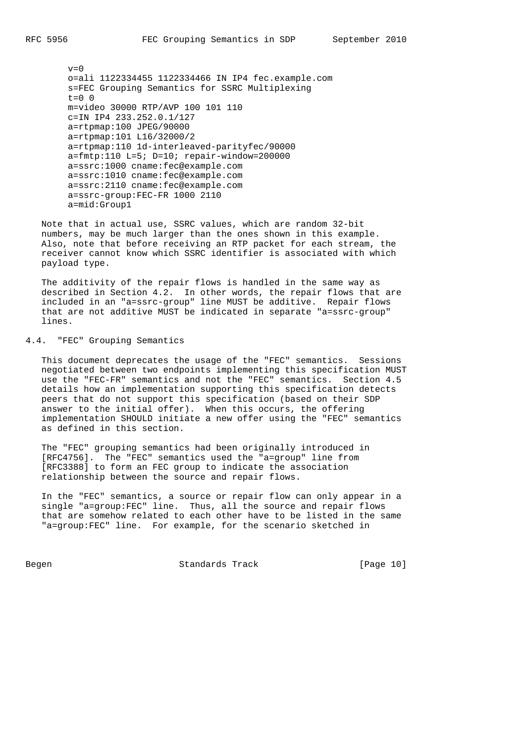```
v=0
o=ali 1122334455 1122334466 IN IP4 fec.example.com
s=FEC Grouping Semantics for SSRC Multiplexing
t=0 0
m=video 30000 RTP/AVP 100 101 110
c=IN IP4 233.252.0.1/127
a=rtpmap:100 JPEG/90000
a=rtpmap:101 L16/32000/2
a=rtpmap:110 1d-interleaved-parityfec/90000
a=fmtp:110 L=5; D=10; repair-window=200000
a=ssrc:1000 cname:fec@example.com
a=ssrc:1010 cname:fec@example.com
a=ssrc:2110 cname:fec@example.com
a=ssrc-group:FEC-FR 1000 2110
a=mid:Group1
```

Note that in actual use, SSRC values, which are random 32-bit numbers, may be much larger than the ones shown in this example. Also, note that before receiving an RTP packet for each stream, the receiver cannot know which SSRC identifier is associated with which payload type.

The additivity of the repair flows is handled in the same way as described in Section 4.2. In other words, the repair flows that are included in an "a=ssrc-group" line MUST be additive. Repair flows that are not additive MUST be indicated in separate "a=ssrc-group" lines.

### 4.4. "FEC" Grouping Semantics

This document deprecates the usage of the "FEC" semantics. Sessions negotiated between two endpoints implementing this specification MUST use the "FEC-FR" semantics and not the "FEC" semantics. Section 4.5 details how an implementation supporting this specification detects peers that do not support this specification (based on their SDP answer to the initial offer). When this occurs, the offering implementation SHOULD initiate a new offer using the "FEC" semantics as defined in this section.

The "FEC" grouping semantics had been originally introduced in [RFC4756]. The "FEC" semantics used the "a=group" line from [RFC3388] to form an FEC group to indicate the association relationship between the source and repair flows.

In the "FEC" semantics, a source or repair flow can only appear in a single "a=group:FEC" line. Thus, all the source and repair flows that are somehow related to each other have to be listed in the same "a=group:FEC" line. For example, for the scenario sketched in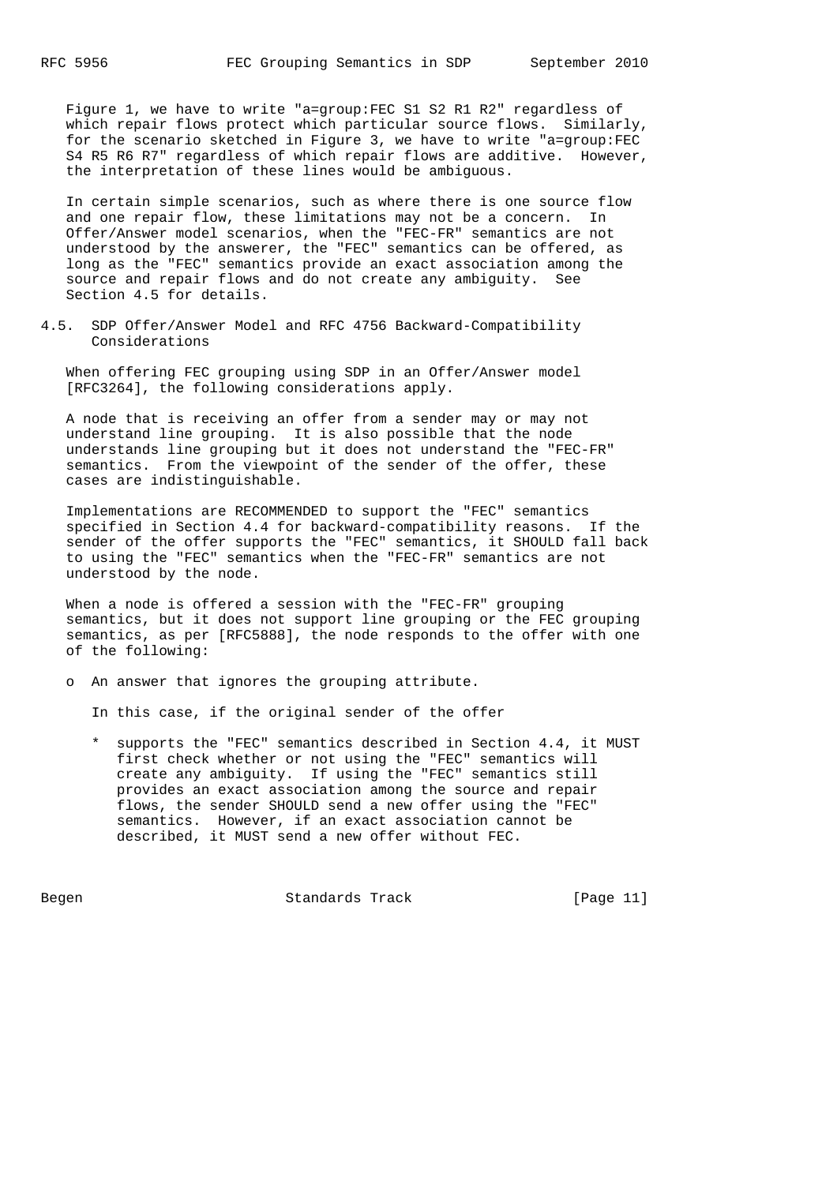Figure 1, we have to write "a=group:FEC S1 S2 R1 R2" regardless of which repair flows protect which particular source flows. Similarly, for the scenario sketched in Figure 3, we have to write "a=group:FEC S4 R5 R6 R7" regardless of which repair flows are additive. However, the interpretation of these lines would be ambiguous.

In certain simple scenarios, such as where there is one source flow and one repair flow, these limitations may not be a concern. In Offer/Answer model scenarios, when the "FEC-FR" semantics are not understood by the answerer, the "FEC" semantics can be offered, as long as the "FEC" semantics provide an exact association among the source and repair flows and do not create any ambiguity. See Section 4.5 for details.

### 4.5. SDP Offer/Answer Model and RFC 4756 Backward-Compatibility Considerations

When offering FEC grouping using SDP in an Offer/Answer model [RFC3264], the following considerations apply.

A node that is receiving an offer from a sender may or may not understand line grouping. It is also possible that the node understands line grouping but it does not understand the "FEC-FR" semantics. From the viewpoint of the sender of the offer, these cases are indistinguishable.

Implementations are RECOMMENDED to support the "FEC" semantics specified in Section 4.4 for backward-compatibility reasons. If the sender of the offer supports the "FEC" semantics, it SHOULD fall back to using the "FEC" semantics when the "FEC-FR" semantics are not understood by the node.

When a node is offered a session with the "FEC-FR" grouping semantics, but it does not support line grouping or the FEC grouping semantics, as per [RFC5888], the node responds to the offer with one of the following:

- An answer that ignores the grouping attribute.

  In this case, if the original sender of the offer

  * supports the "FEC" semantics described in Section 4.4, it MUST first check whether or not using the "FEC" semantics will create any ambiguity. If using the "FEC" semantics still provides an exact association among the source and repair flows, the sender SHOULD send a new offer using the "FEC" semantics. However, if an exact association cannot be described, it MUST send a new offer without FEC.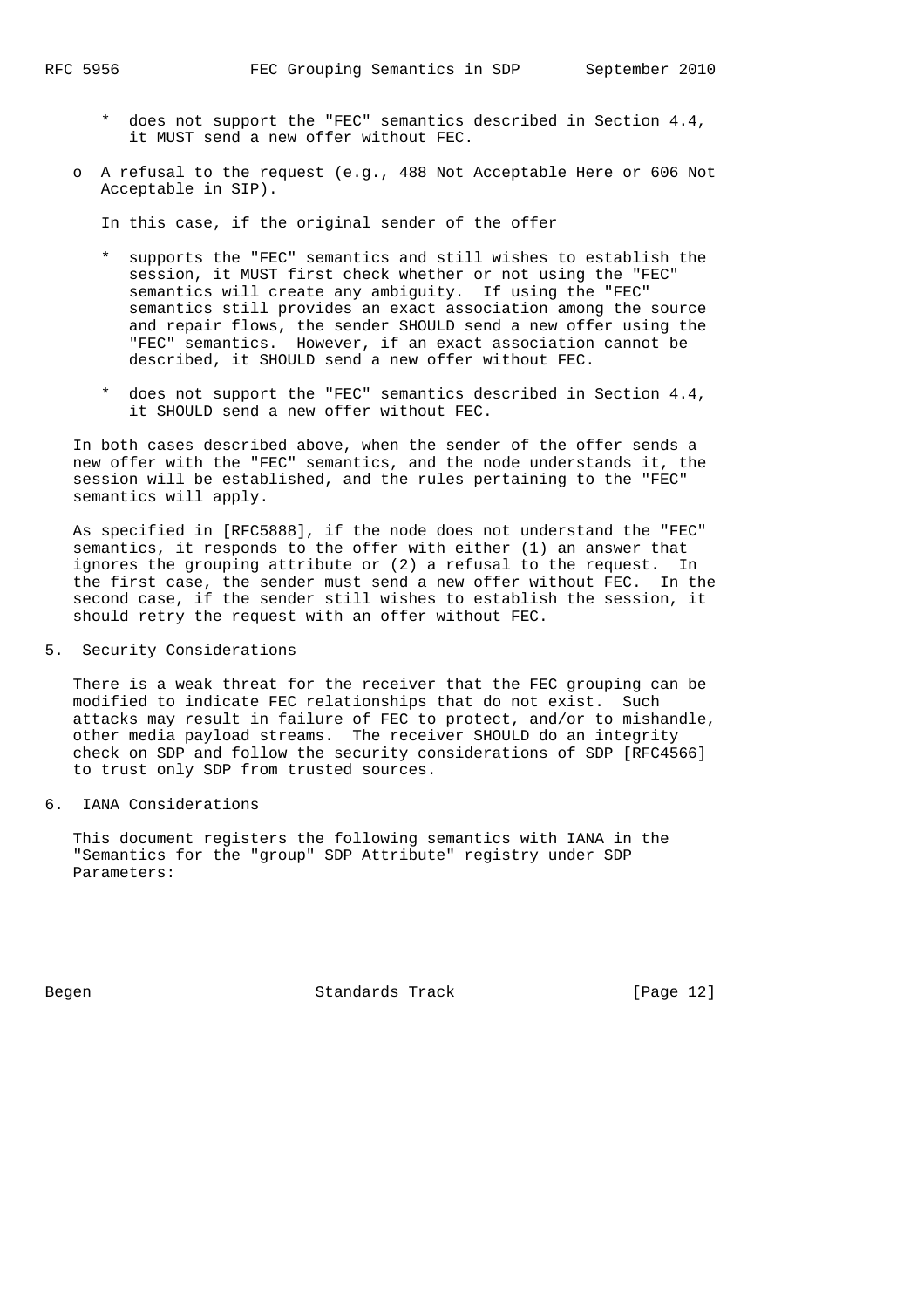* does not support the "FEC" semantics described in Section 4.4, it MUST send a new offer without FEC.

- A refusal to the request (e.g., 488 Not Acceptable Here or 606 Not Acceptable in SIP).

  In this case, if the original sender of the offer

   * supports the "FEC" semantics and still wishes to establish the session, it MUST first check whether or not using the "FEC" semantics will create any ambiguity. If using the "FEC" semantics still provides an exact association among the source and repair flows, the sender SHOULD send a new offer using the "FEC" semantics. However, if an exact association cannot be described, it SHOULD send a new offer without FEC.

   * does not support the "FEC" semantics described in Section 4.4, it SHOULD send a new offer without FEC.

In both cases described above, when the sender of the offer sends a new offer with the "FEC" semantics, and the node understands it, the session will be established, and the rules pertaining to the "FEC" semantics will apply.

As specified in [RFC5888], if the node does not understand the "FEC" semantics, it responds to the offer with either (1) an answer that ignores the grouping attribute or (2) a refusal to the request. In the first case, the sender must send a new offer without FEC. In the second case, if the sender still wishes to establish the session, it should retry the request with an offer without FEC.

## 5. Security Considerations

There is a weak threat for the receiver that the FEC grouping can be modified to indicate FEC relationships that do not exist. Such attacks may result in failure of FEC to protect, and/or to mishandle, other media payload streams. The receiver SHOULD do an integrity check on SDP and follow the security considerations of SDP [RFC4566] to trust only SDP from trusted sources.

## 6. IANA Considerations

This document registers the following semantics with IANA in the "Semantics for the "group" SDP Attribute" registry under SDP Parameters: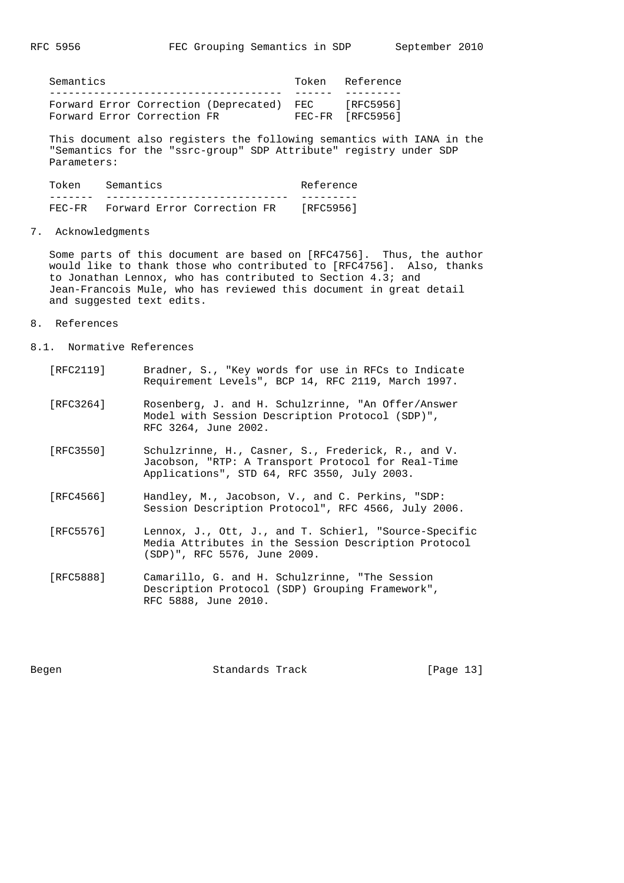| Semantics | Token | Reference |
| --- | --- | --- |
| Forward Error Correction (Deprecated) | FEC | [RFC5956] |
| Forward Error Correction FR | FEC-FR | [RFC5956] |

This document also registers the following semantics with IANA in the "Semantics for the "ssrc-group" SDP Attribute" registry under SDP Parameters:

| Token | Semantics | Reference |
| --- | --- | --- |
| FEC-FR | Forward Error Correction FR | [RFC5956] |

## 7. Acknowledgments

Some parts of this document are based on [RFC4756]. Thus, the author would like to thank those who contributed to [RFC4756]. Also, thanks to Jonathan Lennox, who has contributed to Section 4.3; and Jean-Francois Mule, who has reviewed this document in great detail and suggested text edits.

## 8. References

### 8.1. Normative References

[RFC2119] Bradner, S., "Key words for use in RFCs to Indicate Requirement Levels", BCP 14, RFC 2119, March 1997.

[RFC3264] Rosenberg, J. and H. Schulzrinne, "An Offer/Answer Model with Session Description Protocol (SDP)", RFC 3264, June 2002.

[RFC3550] Schulzrinne, H., Casner, S., Frederick, R., and V. Jacobson, "RTP: A Transport Protocol for Real-Time Applications", STD 64, RFC 3550, July 2003.

[RFC4566] Handley, M., Jacobson, V., and C. Perkins, "SDP: Session Description Protocol", RFC 4566, July 2006.

[RFC5576] Lennox, J., Ott, J., and T. Schierl, "Source-Specific Media Attributes in the Session Description Protocol (SDP)", RFC 5576, June 2009.

[RFC5888] Camarillo, G. and H. Schulzrinne, "The Session Description Protocol (SDP) Grouping Framework", RFC 5888, June 2010.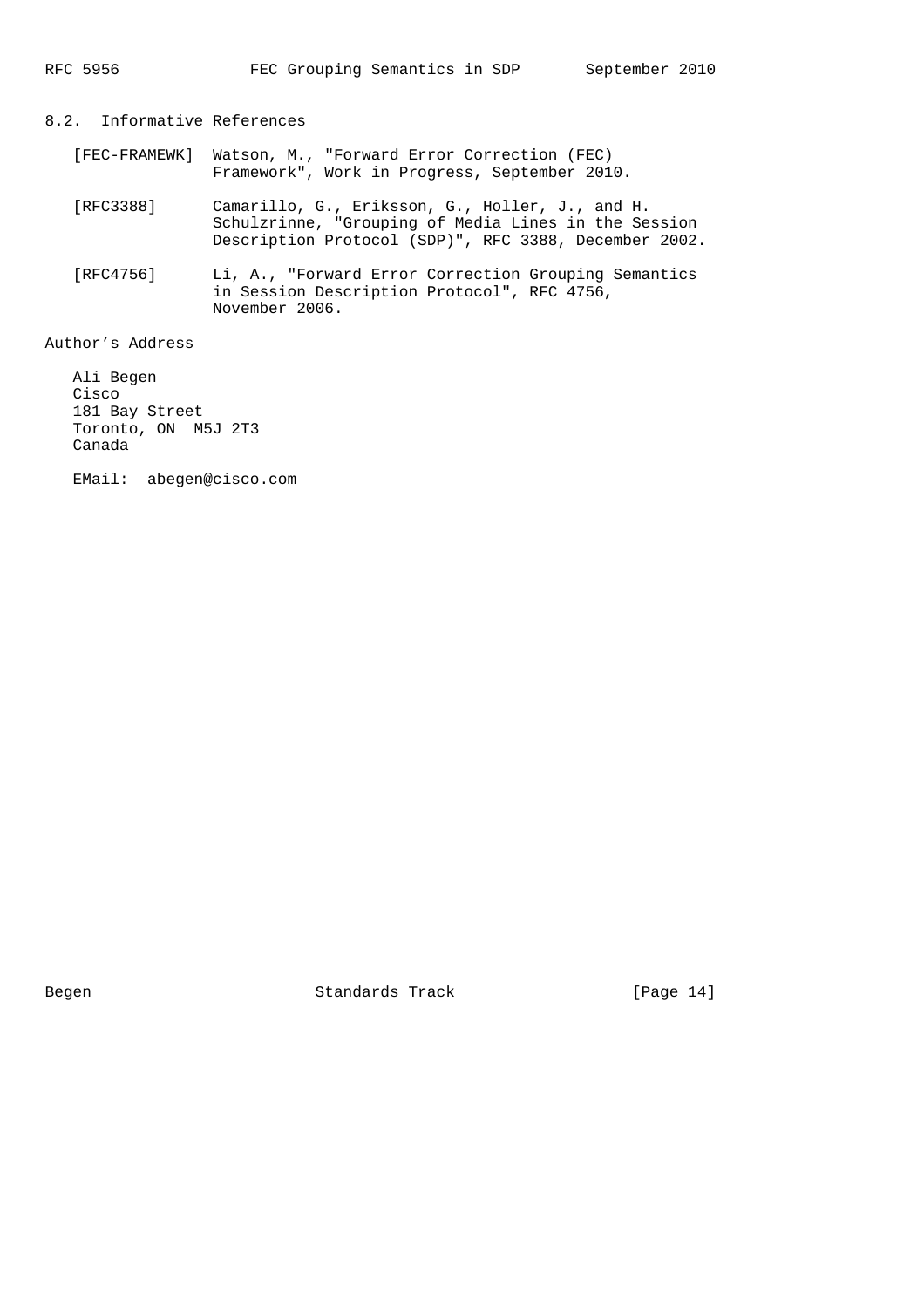## 8.2. Informative References

[FEC-FRAMEWK] Watson, M., "Forward Error Correction (FEC) Framework", Work in Progress, September 2010.

[RFC3388] Camarillo, G., Eriksson, G., Holler, J., and H. Schulzrinne, "Grouping of Media Lines in the Session Description Protocol (SDP)", RFC 3388, December 2002.

[RFC4756] Li, A., "Forward Error Correction Grouping Semantics in Session Description Protocol", RFC 4756, November 2006.

## Author's Address

Ali Begen
Cisco
181 Bay Street
Toronto, ON  M5J 2T3
Canada

EMail: abegen@cisco.com